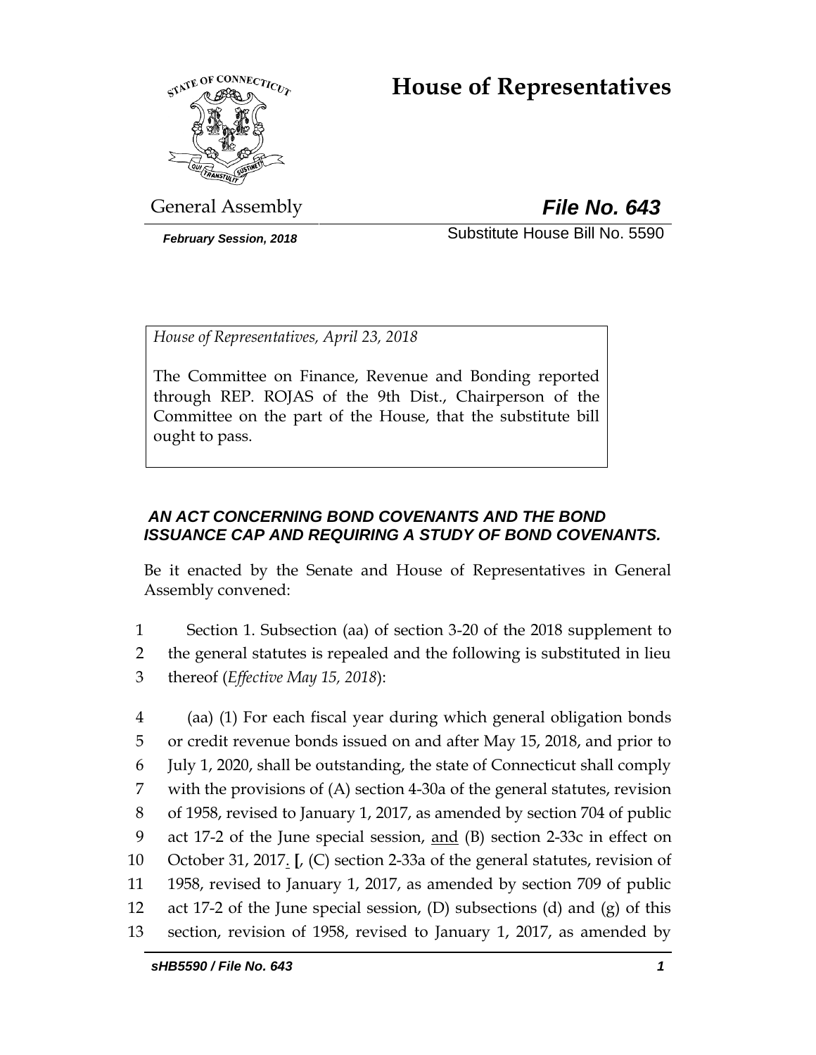# House of Representatives

General Assembly

***File No. 643***

*February Session, 2018*

Substitute House Bill No. 5590

*House of Representatives, April 23, 2018*

The Committee on Finance, Revenue and Bonding reported through REP. ROJAS of the 9th Dist., Chairperson of the Committee on the part of the House, that the substitute bill ought to pass.

***AN ACT CONCERNING BOND COVENANTS AND THE BOND ISSUANCE CAP AND REQUIRING A STUDY OF BOND COVENANTS.***

Be it enacted by the Senate and House of Representatives in General Assembly convened:

1 Section 1. Subsection (aa) of section 3-20 of the 2018 supplement to
2 the general statutes is repealed and the following is substituted in lieu
3 thereof (*Effective May 15, 2018*):

4 (aa) (1) For each fiscal year during which general obligation bonds
5 or credit revenue bonds issued on and after May 15, 2018, and prior to
6 July 1, 2020, shall be outstanding, the state of Connecticut shall comply
7 with the provisions of (A) section 4-30a of the general statutes, revision
8 of 1958, revised to January 1, 2017, as amended by section 704 of public
9 act 17-2 of the June special session, <u>and</u> (B) section 2-33c in effect on
10 October 31, 2017<u>.</u> [, (C) section 2-33a of the general statutes, revision of
11 1958, revised to January 1, 2017, as amended by section 709 of public
12 act 17-2 of the June special session, (D) subsections (d) and (g) of this
13 section, revision of 1958, revised to January 1, 2017, as amended by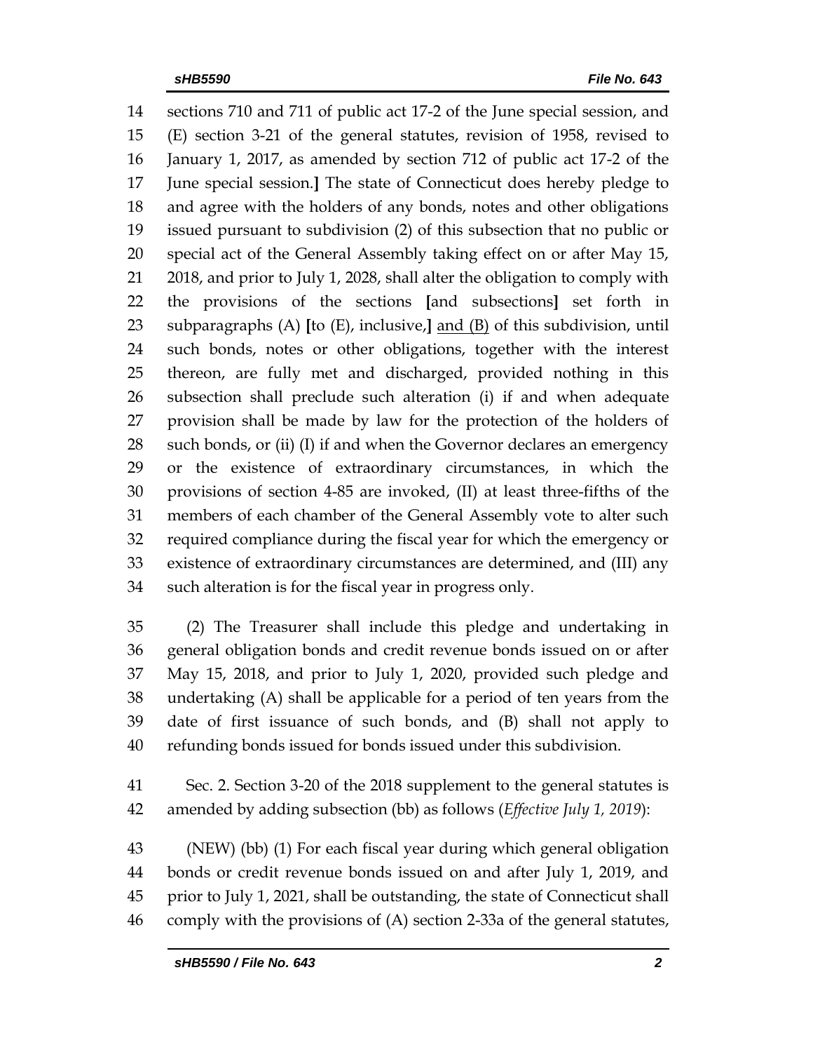14 sections 710 and 711 of public act 17-2 of the June special session, and
15 (E) section 3-21 of the general statutes, revision of 1958, revised to
16 January 1, 2017, as amended by section 712 of public act 17-2 of the
17 June special session.**]** The state of Connecticut does hereby pledge to
18 and agree with the holders of any bonds, notes and other obligations
19 issued pursuant to subdivision (2) of this subsection that no public or
20 special act of the General Assembly taking effect on or after May 15,
21 2018, and prior to July 1, 2028, shall alter the obligation to comply with
22 the provisions of the sections **[**and subsections**]** set forth in
23 subparagraphs (A) **[**to (E), inclusive,**]** <u>and (B)</u> of this subdivision, until
24 such bonds, notes or other obligations, together with the interest
25 thereon, are fully met and discharged, provided nothing in this
26 subsection shall preclude such alteration (i) if and when adequate
27 provision shall be made by law for the protection of the holders of
28 such bonds, or (ii) (I) if and when the Governor declares an emergency
29 or the existence of extraordinary circumstances, in which the
30 provisions of section 4-85 are invoked, (II) at least three-fifths of the
31 members of each chamber of the General Assembly vote to alter such
32 required compliance during the fiscal year for which the emergency or
33 existence of extraordinary circumstances are determined, and (III) any
34 such alteration is for the fiscal year in progress only.

35 (2) The Treasurer shall include this pledge and undertaking in
36 general obligation bonds and credit revenue bonds issued on or after
37 May 15, 2018, and prior to July 1, 2020, provided such pledge and
38 undertaking (A) shall be applicable for a period of ten years from the
39 date of first issuance of such bonds, and (B) shall not apply to
40 refunding bonds issued for bonds issued under this subdivision.

41 Sec. 2. Section 3-20 of the 2018 supplement to the general statutes is
42 amended by adding subsection (bb) as follows (*Effective July 1, 2019*):

43 (NEW) (bb) (1) For each fiscal year during which general obligation
44 bonds or credit revenue bonds issued on and after July 1, 2019, and
45 prior to July 1, 2021, shall be outstanding, the state of Connecticut shall
46 comply with the provisions of (A) section 2-33a of the general statutes,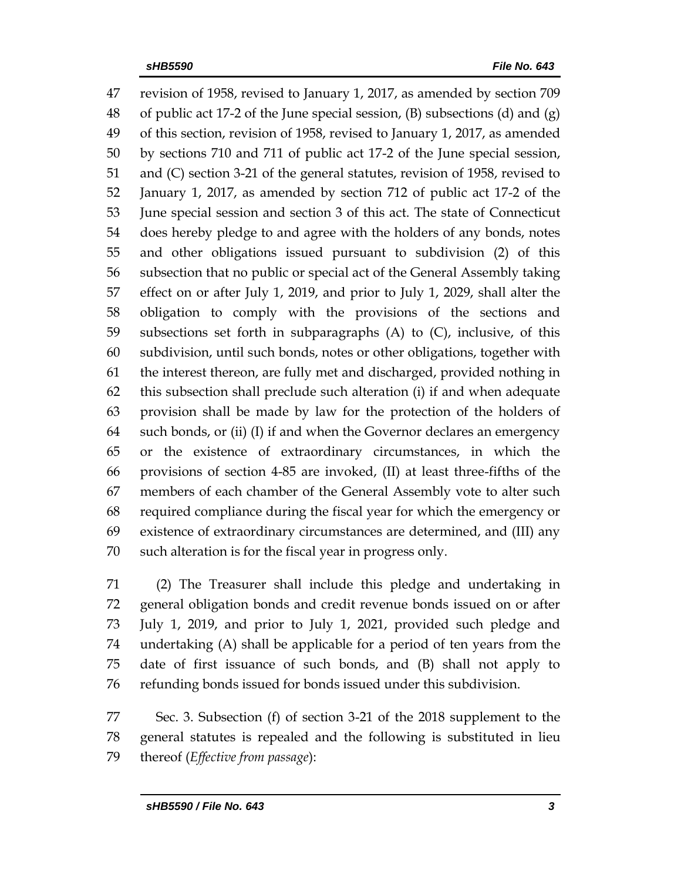revision of 1958, revised to January 1, 2017, as amended by section 709 of public act 17-2 of the June special session, (B) subsections (d) and (g) of this section, revision of 1958, revised to January 1, 2017, as amended by sections 710 and 711 of public act 17-2 of the June special session, and (C) section 3-21 of the general statutes, revision of 1958, revised to January 1, 2017, as amended by section 712 of public act 17-2 of the June special session and section 3 of this act. The state of Connecticut does hereby pledge to and agree with the holders of any bonds, notes and other obligations issued pursuant to subdivision (2) of this subsection that no public or special act of the General Assembly taking effect on or after July 1, 2019, and prior to July 1, 2029, shall alter the obligation to comply with the provisions of the sections and subsections set forth in subparagraphs (A) to (C), inclusive, of this subdivision, until such bonds, notes or other obligations, together with the interest thereon, are fully met and discharged, provided nothing in this subsection shall preclude such alteration (i) if and when adequate provision shall be made by law for the protection of the holders of such bonds, or (ii) (I) if and when the Governor declares an emergency or the existence of extraordinary circumstances, in which the provisions of section 4-85 are invoked, (II) at least three-fifths of the members of each chamber of the General Assembly vote to alter such required compliance during the fiscal year for which the emergency or existence of extraordinary circumstances are determined, and (III) any such alteration is for the fiscal year in progress only.

(2) The Treasurer shall include this pledge and undertaking in general obligation bonds and credit revenue bonds issued on or after July 1, 2019, and prior to July 1, 2021, provided such pledge and undertaking (A) shall be applicable for a period of ten years from the date of first issuance of such bonds, and (B) shall not apply to refunding bonds issued for bonds issued under this subdivision.

Sec. 3. Subsection (f) of section 3-21 of the 2018 supplement to the general statutes is repealed and the following is substituted in lieu thereof (*Effective from passage*):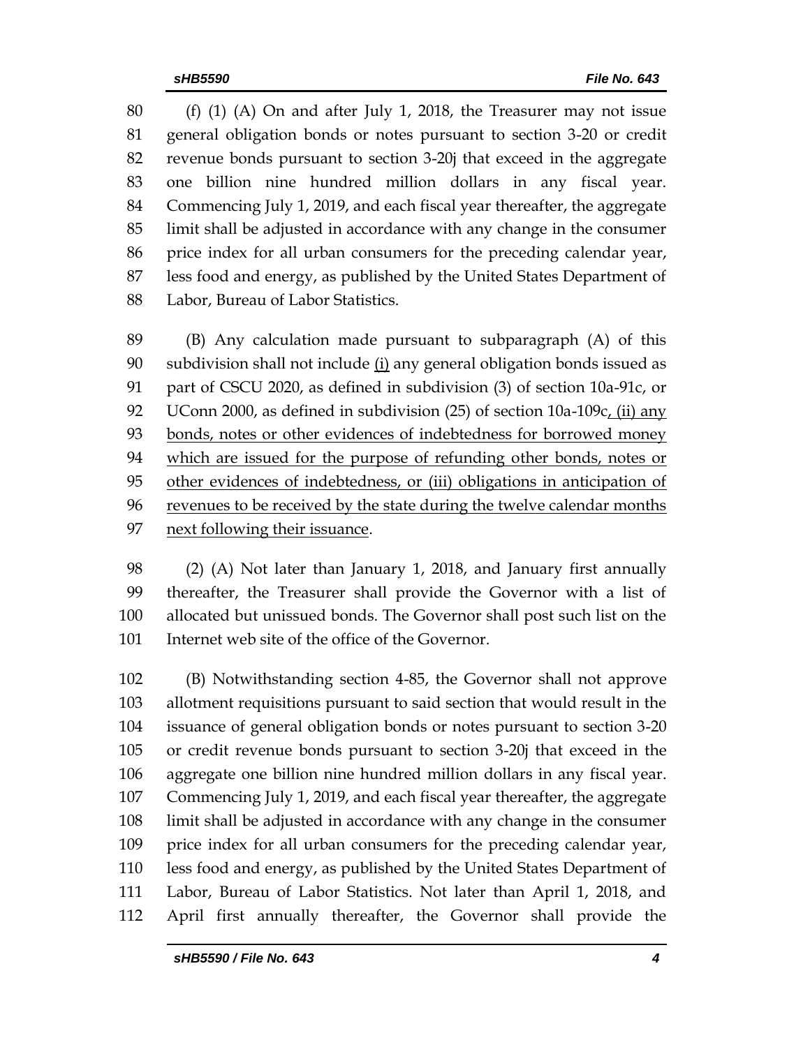(f) (1) (A) On and after July 1, 2018, the Treasurer may not issue general obligation bonds or notes pursuant to section 3-20 or credit revenue bonds pursuant to section 3-20j that exceed in the aggregate one billion nine hundred million dollars in any fiscal year. Commencing July 1, 2019, and each fiscal year thereafter, the aggregate limit shall be adjusted in accordance with any change in the consumer price index for all urban consumers for the preceding calendar year, less food and energy, as published by the United States Department of Labor, Bureau of Labor Statistics.

(B) Any calculation made pursuant to subparagraph (A) of this subdivision shall not include <u>(i)</u> any general obligation bonds issued as part of CSCU 2020, as defined in subdivision (3) of section 10a-91c, or UConn 2000, as defined in subdivision (25) of section 10a-109c<u>, (ii) any bonds, notes or other evidences of indebtedness for borrowed money which are issued for the purpose of refunding other bonds, notes or other evidences of indebtedness, or (iii) obligations in anticipation of revenues to be received by the state during the twelve calendar months next following their issuance</u>.

(2) (A) Not later than January 1, 2018, and January first annually thereafter, the Treasurer shall provide the Governor with a list of allocated but unissued bonds. The Governor shall post such list on the Internet web site of the office of the Governor.

(B) Notwithstanding section 4-85, the Governor shall not approve allotment requisitions pursuant to said section that would result in the issuance of general obligation bonds or notes pursuant to section 3-20 or credit revenue bonds pursuant to section 3-20j that exceed in the aggregate one billion nine hundred million dollars in any fiscal year. Commencing July 1, 2019, and each fiscal year thereafter, the aggregate limit shall be adjusted in accordance with any change in the consumer price index for all urban consumers for the preceding calendar year, less food and energy, as published by the United States Department of Labor, Bureau of Labor Statistics. Not later than April 1, 2018, and April first annually thereafter, the Governor shall provide the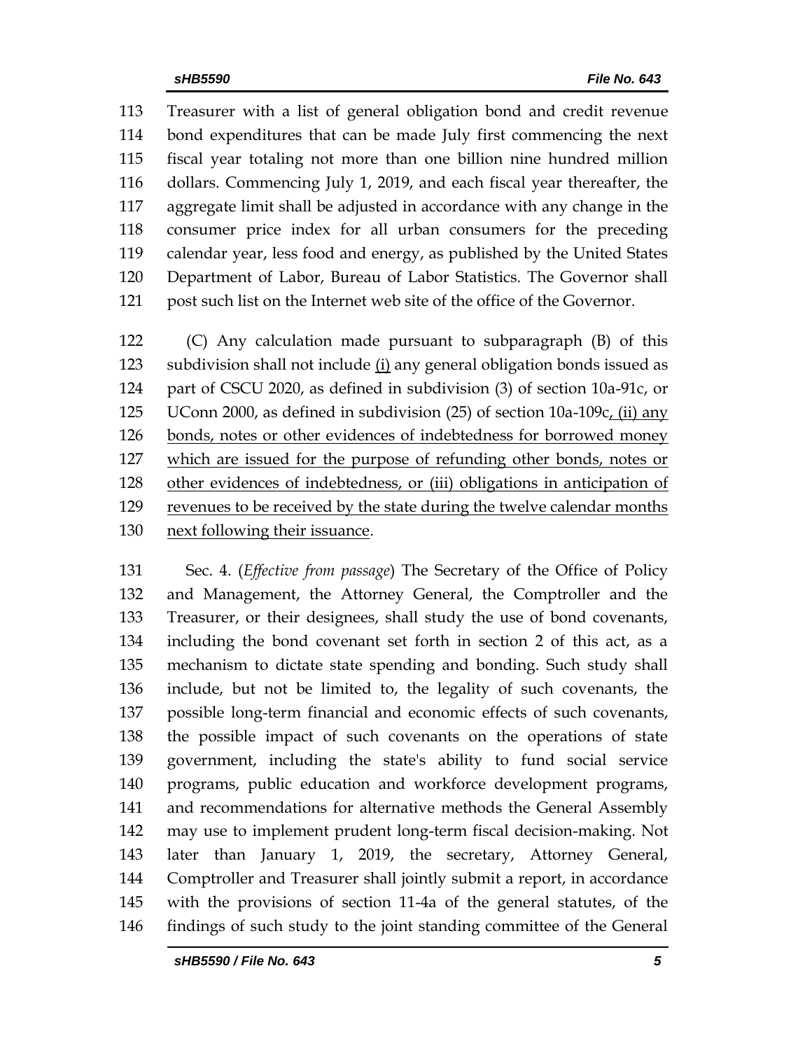113 Treasurer with a list of general obligation bond and credit revenue
114 bond expenditures that can be made July first commencing the next
115 fiscal year totaling not more than one billion nine hundred million
116 dollars. Commencing July 1, 2019, and each fiscal year thereafter, the
117 aggregate limit shall be adjusted in accordance with any change in the
118 consumer price index for all urban consumers for the preceding
119 calendar year, less food and energy, as published by the United States
120 Department of Labor, Bureau of Labor Statistics. The Governor shall
121 post such list on the Internet web site of the office of the Governor.

122 (C) Any calculation made pursuant to subparagraph (B) of this
123 subdivision shall not include <u>(i)</u> any general obligation bonds issued as
124 part of CSCU 2020, as defined in subdivision (3) of section 10a-91c, or
125 UConn 2000, as defined in subdivision (25) of section 10a-109c<u>, (ii) any</u>
126 <u>bonds, notes or other evidences of indebtedness for borrowed money</u>
127 <u>which are issued for the purpose of refunding other bonds, notes or</u>
128 <u>other evidences of indebtedness, or (iii) obligations in anticipation of</u>
129 <u>revenues to be received by the state during the twelve calendar months</u>
130 <u>next following their issuance</u>.

131 Sec. 4. (*Effective from passage*) The Secretary of the Office of Policy
132 and Management, the Attorney General, the Comptroller and the
133 Treasurer, or their designees, shall study the use of bond covenants,
134 including the bond covenant set forth in section 2 of this act, as a
135 mechanism to dictate state spending and bonding. Such study shall
136 include, but not be limited to, the legality of such covenants, the
137 possible long-term financial and economic effects of such covenants,
138 the possible impact of such covenants on the operations of state
139 government, including the state's ability to fund social service
140 programs, public education and workforce development programs,
141 and recommendations for alternative methods the General Assembly
142 may use to implement prudent long-term fiscal decision-making. Not
143 later than January 1, 2019, the secretary, Attorney General,
144 Comptroller and Treasurer shall jointly submit a report, in accordance
145 with the provisions of section 11-4a of the general statutes, of the
146 findings of such study to the joint standing committee of the General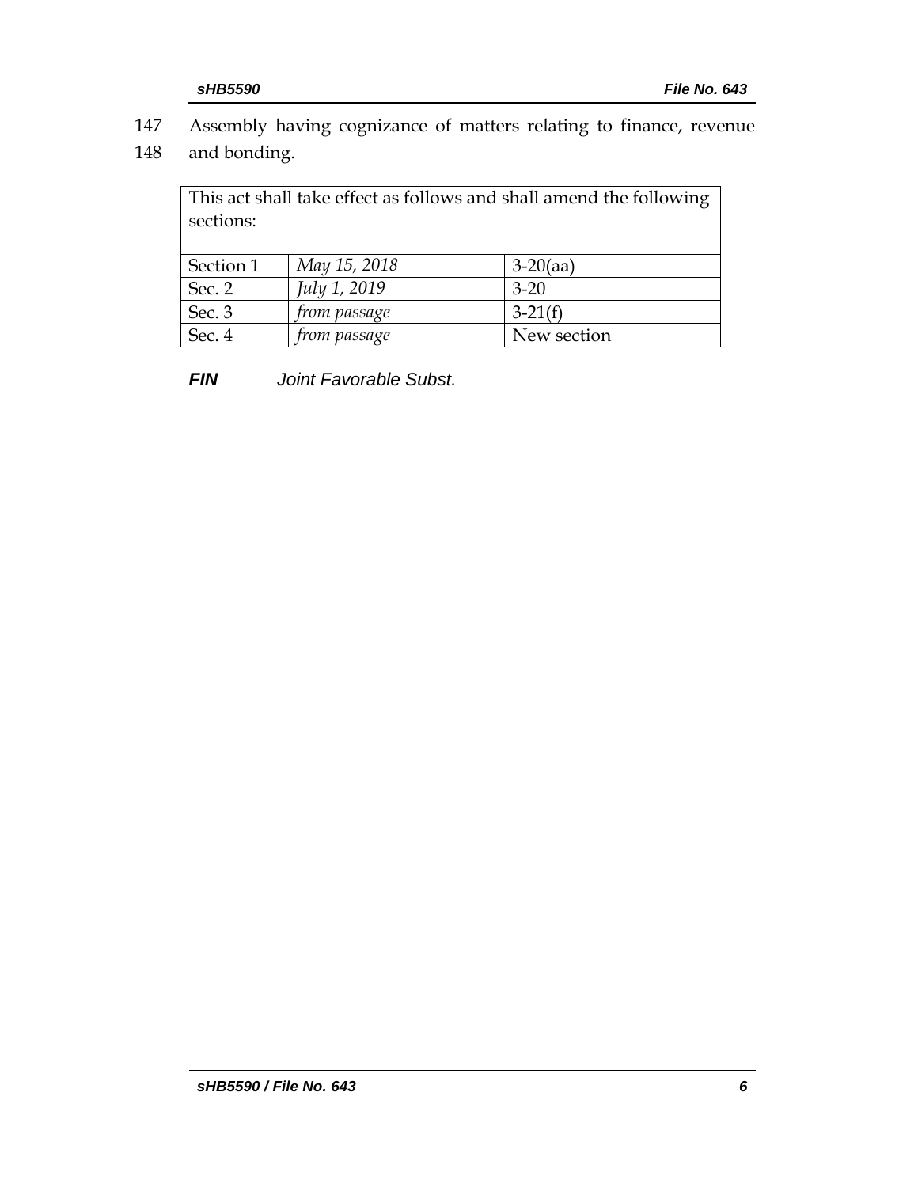147 Assembly having cognizance of matters relating to finance, revenue
148 and bonding.

| This act shall take effect as follows and shall amend the following sections: | | |
|---|---|---|
| Section 1 | *May 15, 2018* | 3-20(aa) |
| Sec. 2 | *July 1, 2019* | 3-20 |
| Sec. 3 | *from passage* | 3-21(f) |
| Sec. 4 | *from passage* | New section |

***FIN*** *Joint Favorable Subst.*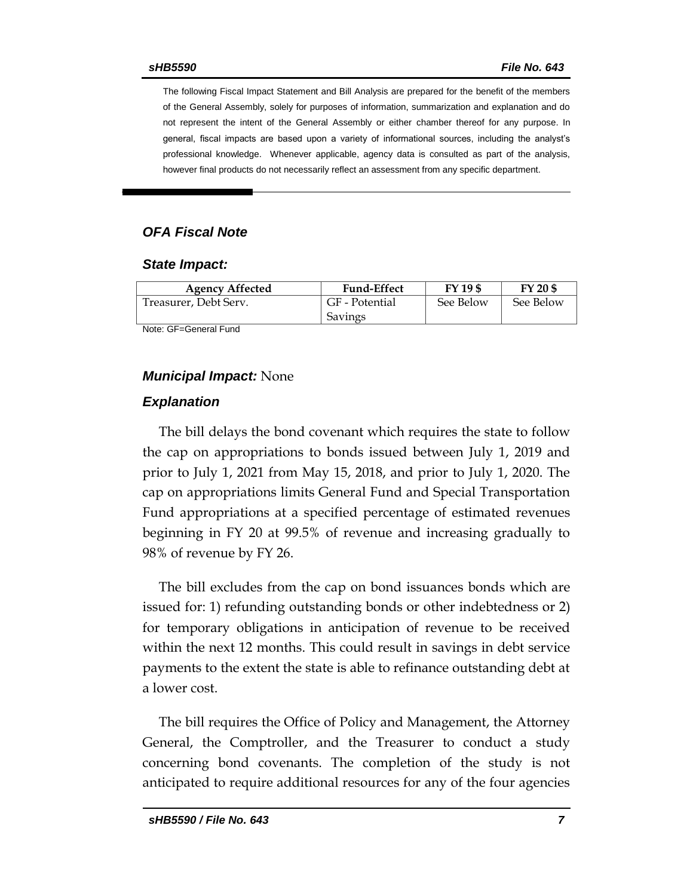The following Fiscal Impact Statement and Bill Analysis are prepared for the benefit of the members of the General Assembly, solely for purposes of information, summarization and explanation and do not represent the intent of the General Assembly or either chamber thereof for any purpose. In general, fiscal impacts are based upon a variety of informational sources, including the analyst's professional knowledge. Whenever applicable, agency data is consulted as part of the analysis, however final products do not necessarily reflect an assessment from any specific department.

## *OFA Fiscal Note*

### *State Impact:*

| Agency Affected | Fund-Effect | FY 19 $ | FY 20 $ |
| --- | --- | --- | --- |
| Treasurer, Debt Serv. | GF - Potential Savings | See Below | See Below |

Note: GF=General Fund

### *Municipal Impact:* None

### *Explanation*

The bill delays the bond covenant which requires the state to follow the cap on appropriations to bonds issued between July 1, 2019 and prior to July 1, 2021 from May 15, 2018, and prior to July 1, 2020. The cap on appropriations limits General Fund and Special Transportation Fund appropriations at a specified percentage of estimated revenues beginning in FY 20 at 99.5% of revenue and increasing gradually to 98% of revenue by FY 26.

The bill excludes from the cap on bond issuances bonds which are issued for: 1) refunding outstanding bonds or other indebtedness or 2) for temporary obligations in anticipation of revenue to be received within the next 12 months. This could result in savings in debt service payments to the extent the state is able to refinance outstanding debt at a lower cost.

The bill requires the Office of Policy and Management, the Attorney General, the Comptroller, and the Treasurer to conduct a study concerning bond covenants. The completion of the study is not anticipated to require additional resources for any of the four agencies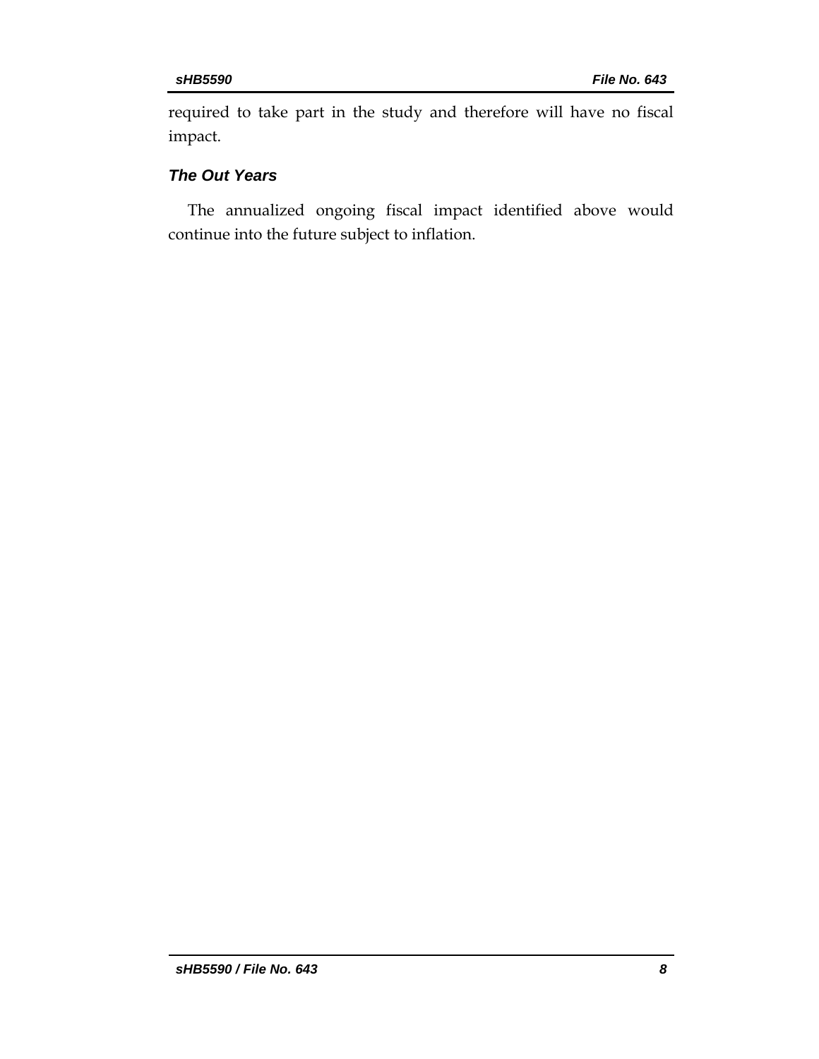required to take part in the study and therefore will have no fiscal impact.

### *The Out Years*

The annualized ongoing fiscal impact identified above would continue into the future subject to inflation.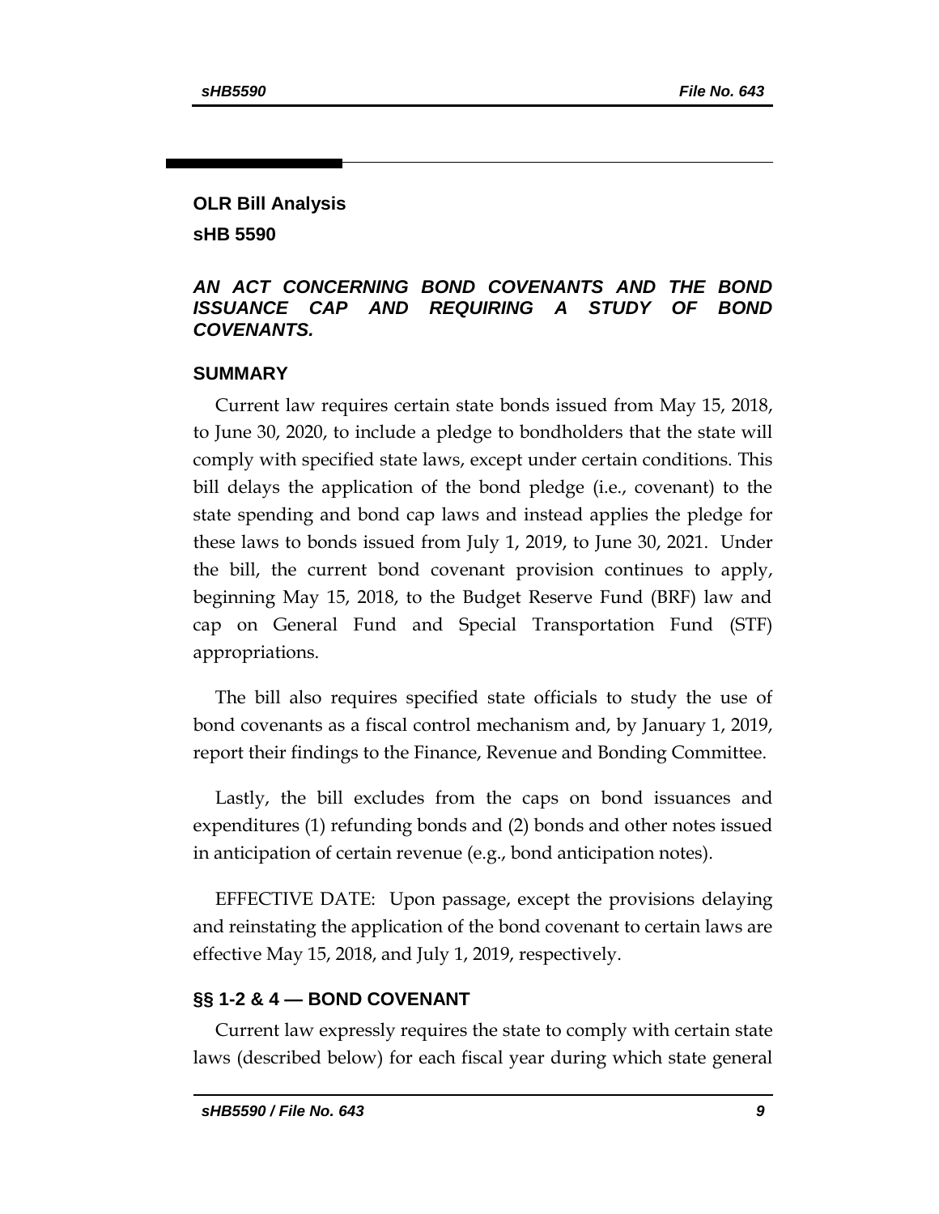## OLR Bill Analysis

## sHB 5590

### *AN ACT CONCERNING BOND COVENANTS AND THE BOND ISSUANCE CAP AND REQUIRING A STUDY OF BOND COVENANTS.*

### SUMMARY

Current law requires certain state bonds issued from May 15, 2018, to June 30, 2020, to include a pledge to bondholders that the state will comply with specified state laws, except under certain conditions. This bill delays the application of the bond pledge (i.e., covenant) to the state spending and bond cap laws and instead applies the pledge for these laws to bonds issued from July 1, 2019, to June 30, 2021. Under the bill, the current bond covenant provision continues to apply, beginning May 15, 2018, to the Budget Reserve Fund (BRF) law and cap on General Fund and Special Transportation Fund (STF) appropriations.

The bill also requires specified state officials to study the use of bond covenants as a fiscal control mechanism and, by January 1, 2019, report their findings to the Finance, Revenue and Bonding Committee.

Lastly, the bill excludes from the caps on bond issuances and expenditures (1) refunding bonds and (2) bonds and other notes issued in anticipation of certain revenue (e.g., bond anticipation notes).

EFFECTIVE DATE: Upon passage, except the provisions delaying and reinstating the application of the bond covenant to certain laws are effective May 15, 2018, and July 1, 2019, respectively.

### §§ 1-2 & 4 — BOND COVENANT

Current law expressly requires the state to comply with certain state laws (described below) for each fiscal year during which state general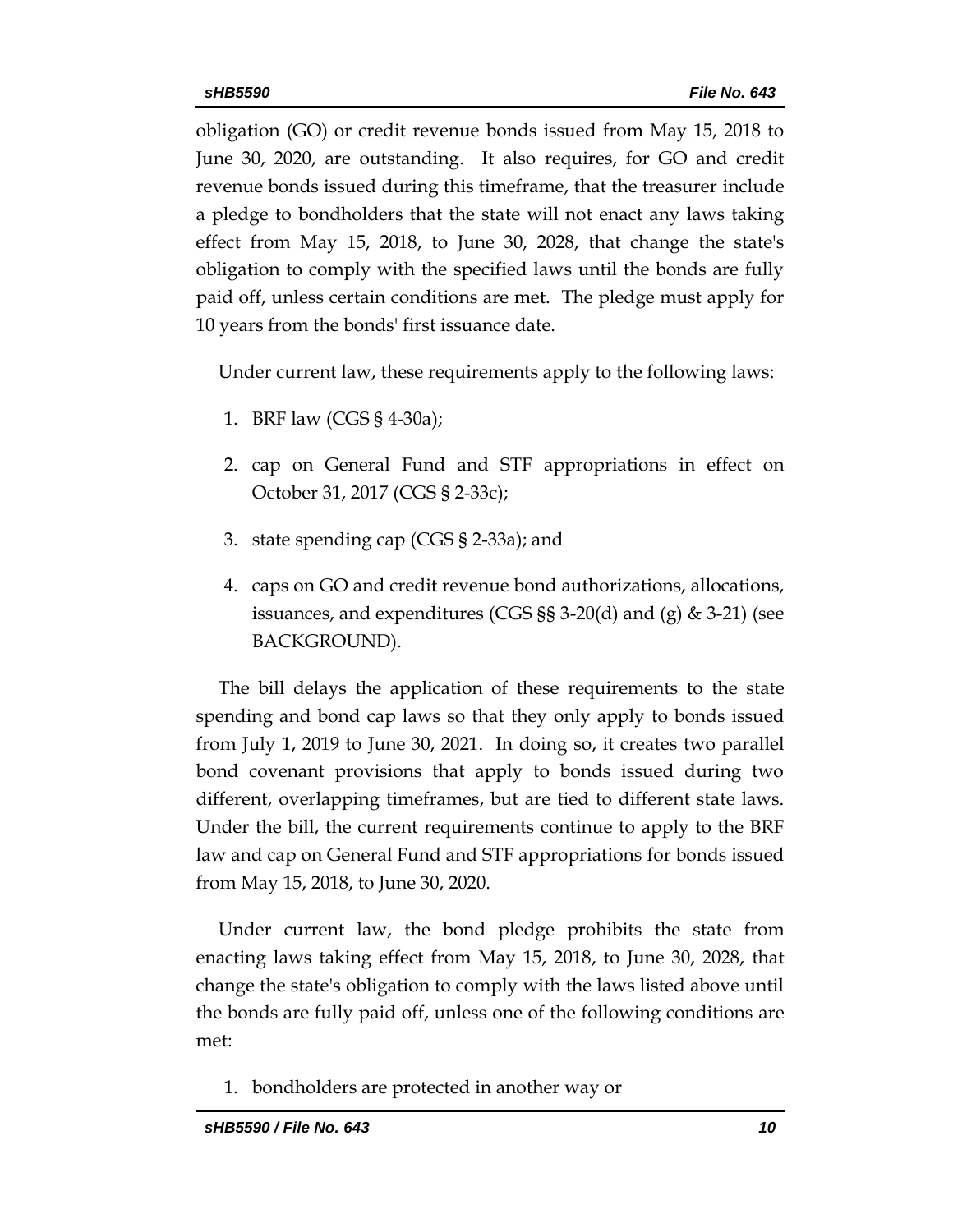obligation (GO) or credit revenue bonds issued from May 15, 2018 to June 30, 2020, are outstanding. It also requires, for GO and credit revenue bonds issued during this timeframe, that the treasurer include a pledge to bondholders that the state will not enact any laws taking effect from May 15, 2018, to June 30, 2028, that change the state's obligation to comply with the specified laws until the bonds are fully paid off, unless certain conditions are met. The pledge must apply for 10 years from the bonds' first issuance date.

Under current law, these requirements apply to the following laws:

1. BRF law (CGS § 4-30a);
2. cap on General Fund and STF appropriations in effect on October 31, 2017 (CGS § 2-33c);
3. state spending cap (CGS § 2-33a); and
4. caps on GO and credit revenue bond authorizations, allocations, issuances, and expenditures (CGS §§ 3-20(d) and (g) & 3-21) (see BACKGROUND).

The bill delays the application of these requirements to the state spending and bond cap laws so that they only apply to bonds issued from July 1, 2019 to June 30, 2021. In doing so, it creates two parallel bond covenant provisions that apply to bonds issued during two different, overlapping timeframes, but are tied to different state laws. Under the bill, the current requirements continue to apply to the BRF law and cap on General Fund and STF appropriations for bonds issued from May 15, 2018, to June 30, 2020.

Under current law, the bond pledge prohibits the state from enacting laws taking effect from May 15, 2018, to June 30, 2028, that change the state's obligation to comply with the laws listed above until the bonds are fully paid off, unless one of the following conditions are met:

1. bondholders are protected in another way or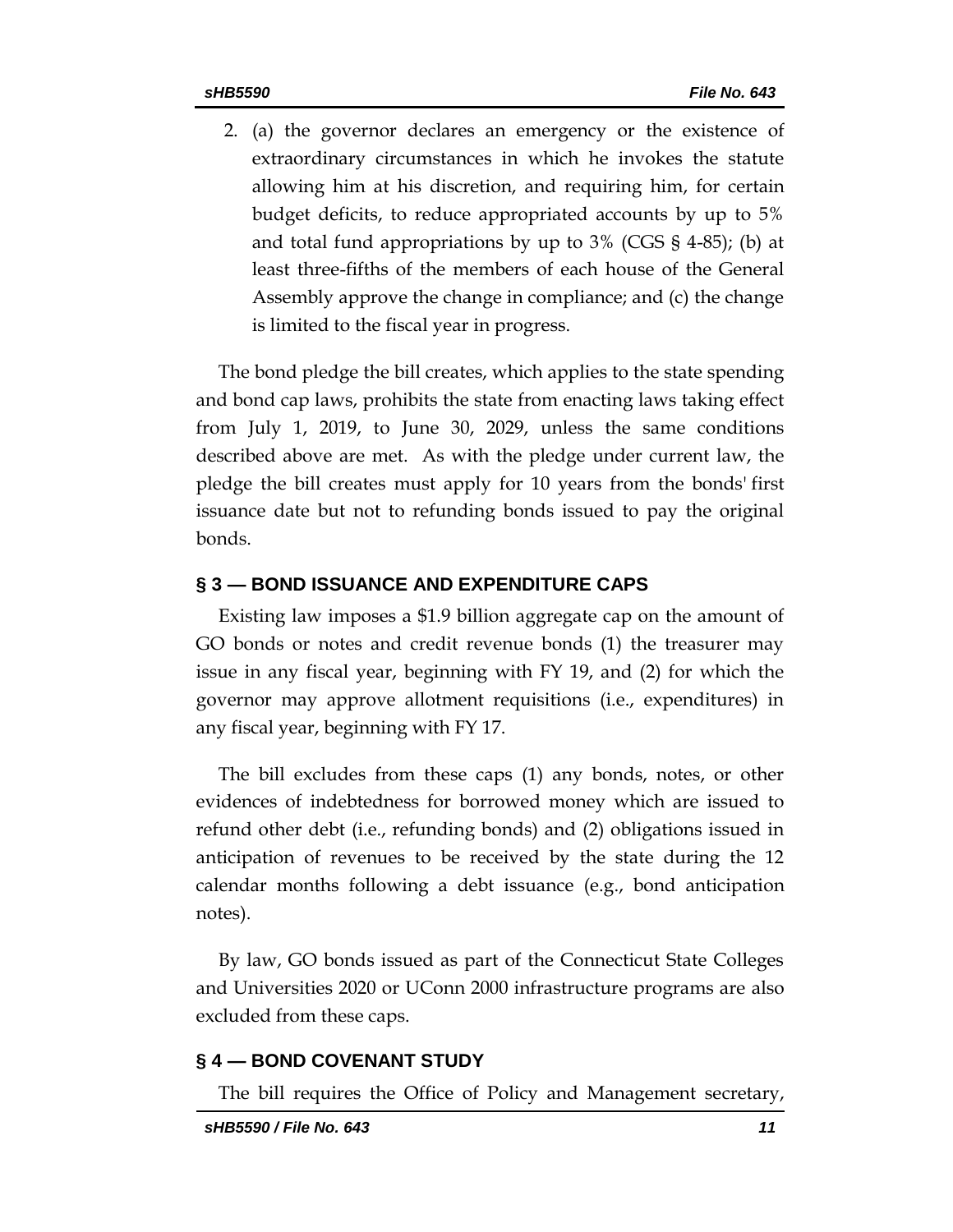2. (a) the governor declares an emergency or the existence of extraordinary circumstances in which he invokes the statute allowing him at his discretion, and requiring him, for certain budget deficits, to reduce appropriated accounts by up to 5% and total fund appropriations by up to 3% (CGS § 4-85); (b) at least three-fifths of the members of each house of the General Assembly approve the change in compliance; and (c) the change is limited to the fiscal year in progress.

The bond pledge the bill creates, which applies to the state spending and bond cap laws, prohibits the state from enacting laws taking effect from July 1, 2019, to June 30, 2029, unless the same conditions described above are met. As with the pledge under current law, the pledge the bill creates must apply for 10 years from the bonds' first issuance date but not to refunding bonds issued to pay the original bonds.

## § 3 — BOND ISSUANCE AND EXPENDITURE CAPS

Existing law imposes a $1.9 billion aggregate cap on the amount of GO bonds or notes and credit revenue bonds (1) the treasurer may issue in any fiscal year, beginning with FY 19, and (2) for which the governor may approve allotment requisitions (i.e., expenditures) in any fiscal year, beginning with FY 17.

The bill excludes from these caps (1) any bonds, notes, or other evidences of indebtedness for borrowed money which are issued to refund other debt (i.e., refunding bonds) and (2) obligations issued in anticipation of revenues to be received by the state during the 12 calendar months following a debt issuance (e.g., bond anticipation notes).

By law, GO bonds issued as part of the Connecticut State Colleges and Universities 2020 or UConn 2000 infrastructure programs are also excluded from these caps.

## § 4 — BOND COVENANT STUDY

The bill requires the Office of Policy and Management secretary,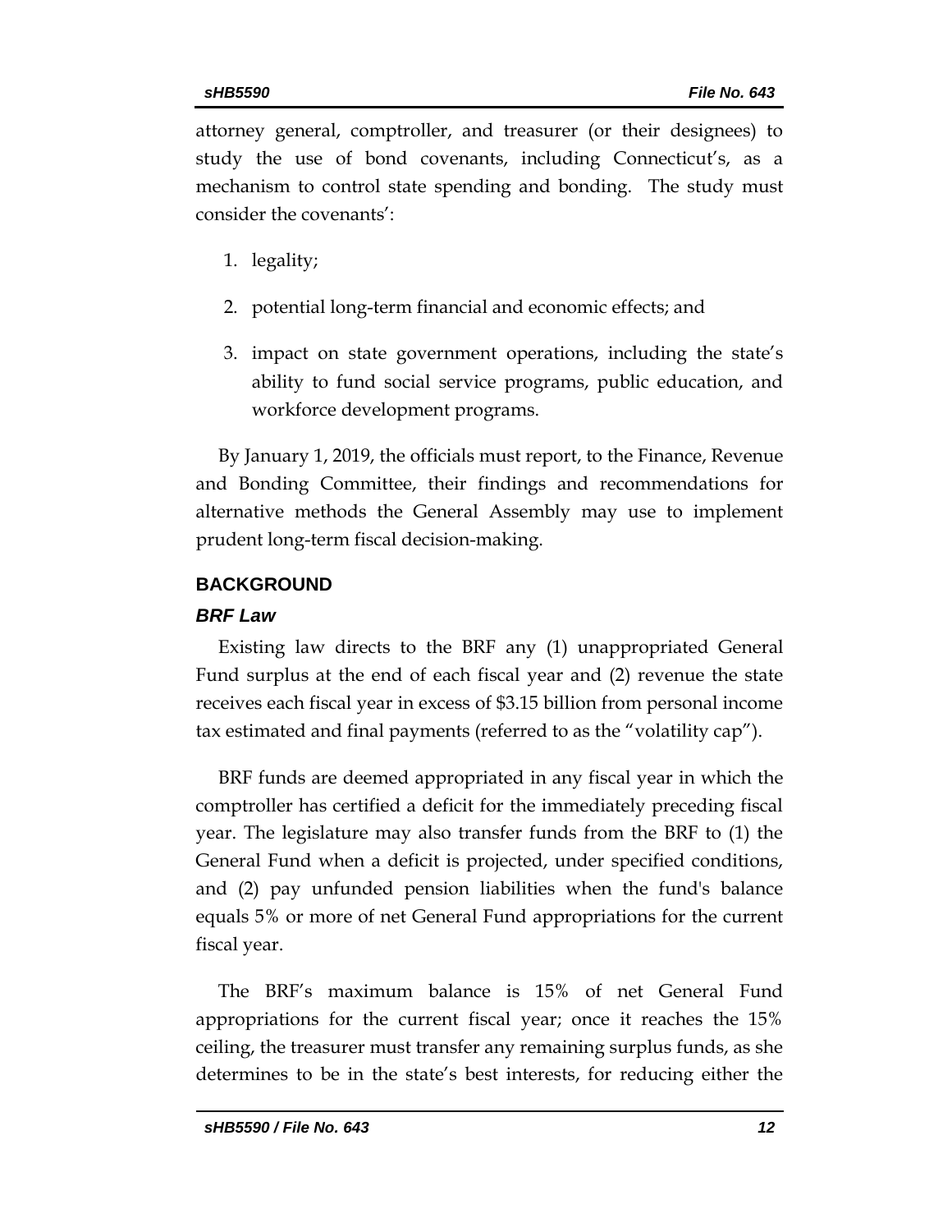attorney general, comptroller, and treasurer (or their designees) to study the use of bond covenants, including Connecticut's, as a mechanism to control state spending and bonding. The study must consider the covenants':

1. legality;
2. potential long-term financial and economic effects; and
3. impact on state government operations, including the state's ability to fund social service programs, public education, and workforce development programs.

By January 1, 2019, the officials must report, to the Finance, Revenue and Bonding Committee, their findings and recommendations for alternative methods the General Assembly may use to implement prudent long-term fiscal decision-making.

## BACKGROUND

### *BRF Law*

Existing law directs to the BRF any (1) unappropriated General Fund surplus at the end of each fiscal year and (2) revenue the state receives each fiscal year in excess of $3.15 billion from personal income tax estimated and final payments (referred to as the "volatility cap").

BRF funds are deemed appropriated in any fiscal year in which the comptroller has certified a deficit for the immediately preceding fiscal year. The legislature may also transfer funds from the BRF to (1) the General Fund when a deficit is projected, under specified conditions, and (2) pay unfunded pension liabilities when the fund's balance equals 5% or more of net General Fund appropriations for the current fiscal year.

The BRF's maximum balance is 15% of net General Fund appropriations for the current fiscal year; once it reaches the 15% ceiling, the treasurer must transfer any remaining surplus funds, as she determines to be in the state's best interests, for reducing either the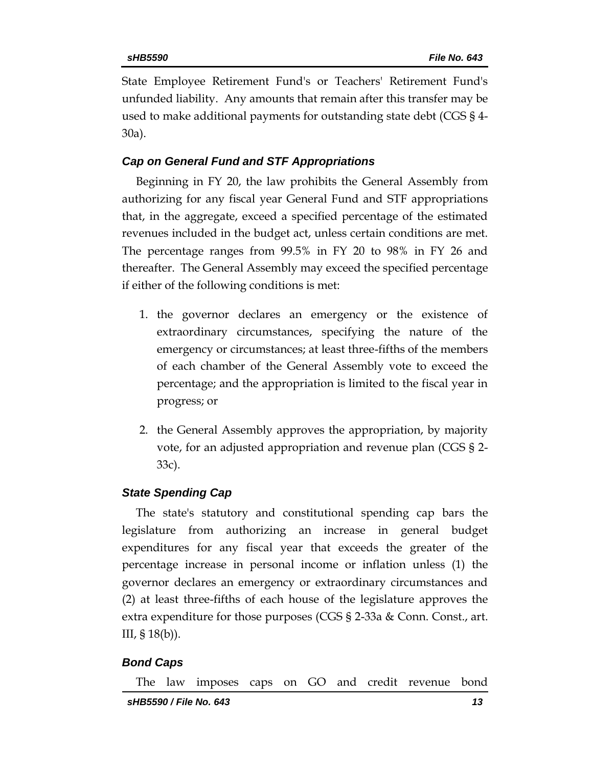State Employee Retirement Fund's or Teachers' Retirement Fund's unfunded liability. Any amounts that remain after this transfer may be used to make additional payments for outstanding state debt (CGS § 4-30a).

### *Cap on General Fund and STF Appropriations*

Beginning in FY 20, the law prohibits the General Assembly from authorizing for any fiscal year General Fund and STF appropriations that, in the aggregate, exceed a specified percentage of the estimated revenues included in the budget act, unless certain conditions are met. The percentage ranges from 99.5% in FY 20 to 98% in FY 26 and thereafter. The General Assembly may exceed the specified percentage if either of the following conditions is met:

1. the governor declares an emergency or the existence of extraordinary circumstances, specifying the nature of the emergency or circumstances; at least three-fifths of the members of each chamber of the General Assembly vote to exceed the percentage; and the appropriation is limited to the fiscal year in progress; or
2. the General Assembly approves the appropriation, by majority vote, for an adjusted appropriation and revenue plan (CGS § 2-33c).

### *State Spending Cap*

The state's statutory and constitutional spending cap bars the legislature from authorizing an increase in general budget expenditures for any fiscal year that exceeds the greater of the percentage increase in personal income or inflation unless (1) the governor declares an emergency or extraordinary circumstances and (2) at least three-fifths of each house of the legislature approves the extra expenditure for those purposes (CGS § 2-33a & Conn. Const., art. III, § 18(b)).

### *Bond Caps*

The law imposes caps on GO and credit revenue bond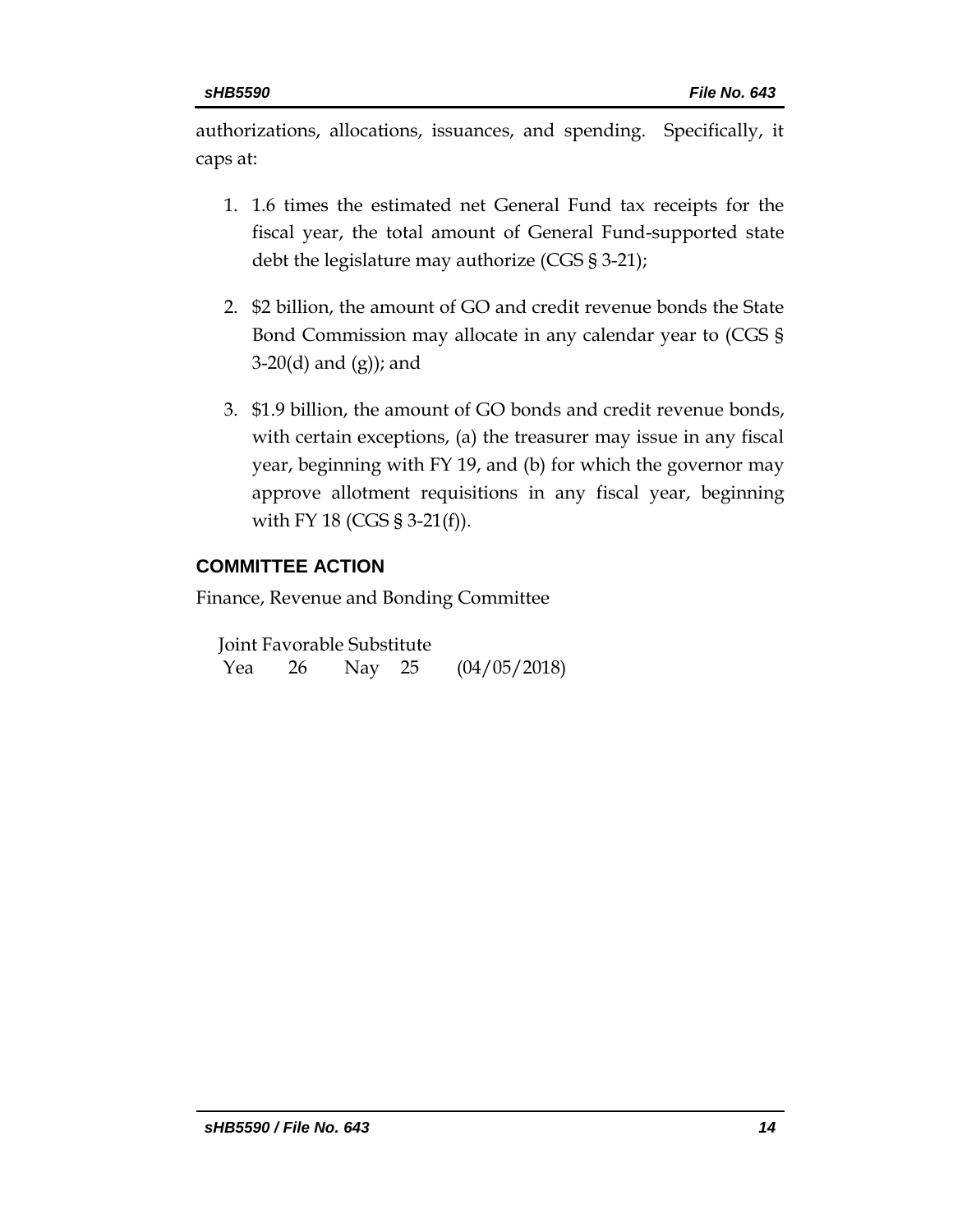authorizations, allocations, issuances, and spending. Specifically, it caps at:

1. 1.6 times the estimated net General Fund tax receipts for the fiscal year, the total amount of General Fund-supported state debt the legislature may authorize (CGS § 3-21);

2. $2 billion, the amount of GO and credit revenue bonds the State Bond Commission may allocate in any calendar year to (CGS § 3-20(d) and (g)); and

3. $1.9 billion, the amount of GO bonds and credit revenue bonds, with certain exceptions, (a) the treasurer may issue in any fiscal year, beginning with FY 19, and (b) for which the governor may approve allotment requisitions in any fiscal year, beginning with FY 18 (CGS § 3-21(f)).

## COMMITTEE ACTION

Finance, Revenue and Bonding Committee

Joint Favorable Substitute
Yea 26 Nay 25 (04/05/2018)